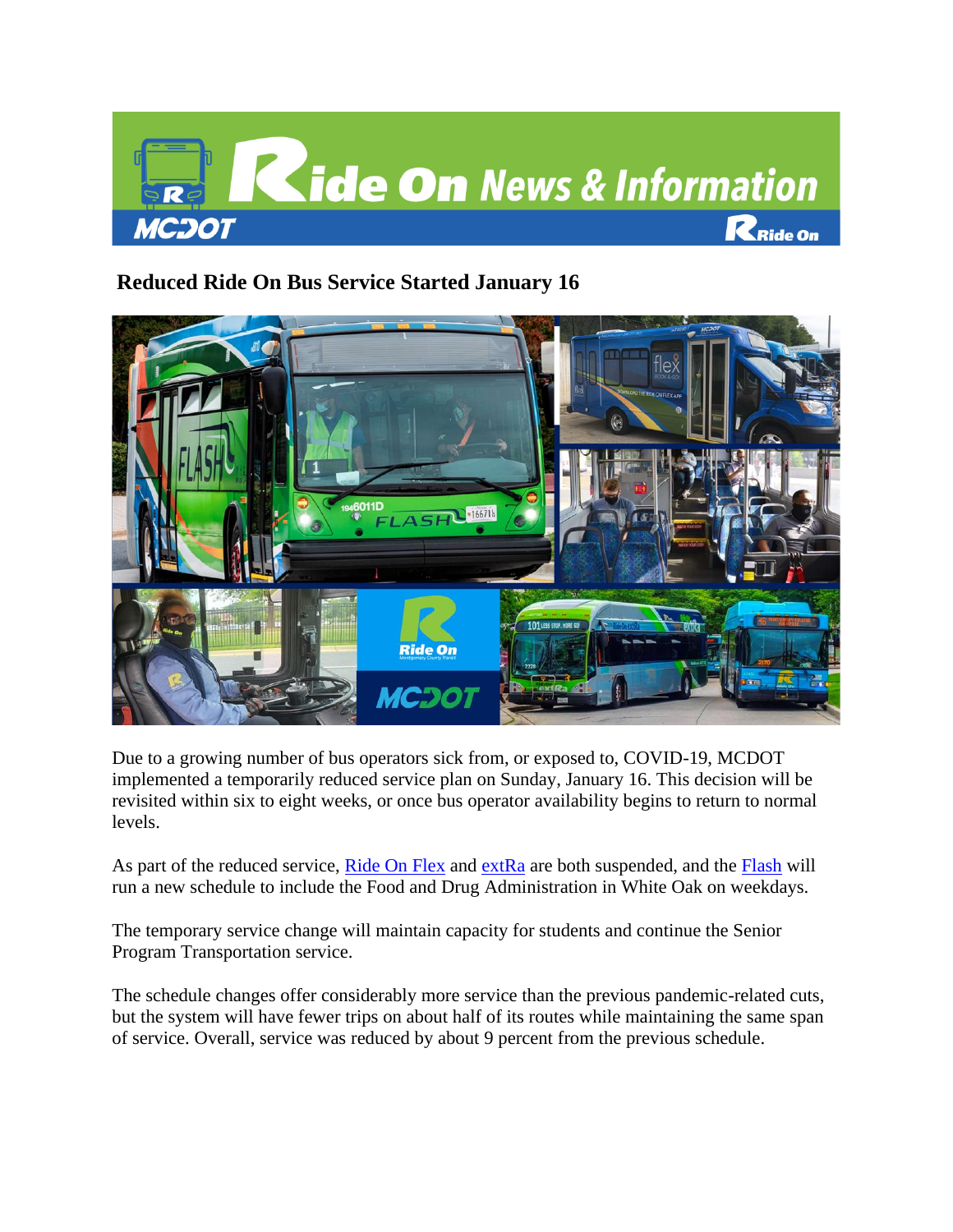## Reduced Ride On Bus Service Started January 16

Due to a growing number of bus operators sick from, or exposed to, COVID-19, MCDOT implemented a temporarily reduced service plan on Sunday, January 16. This decision will be revisited within six to eight weeks, or once bus operator availability begins to return to normal levels.

As part of the reduced service, Ride On Flex and extRa are both suspended, and the Flash will run a new schedule to include the Food and Drug Administration in White Oak on weekdays.

The temporary service change will maintain capacity for students and continue the Senior Program Transportation service.

The schedule changes offer considerably more service than the previous pandemic-related cuts, but the system will have fewer trips on about half of its routes while maintaining the same span of service. Overall, service was reduced by about 9 percent from the previous schedule.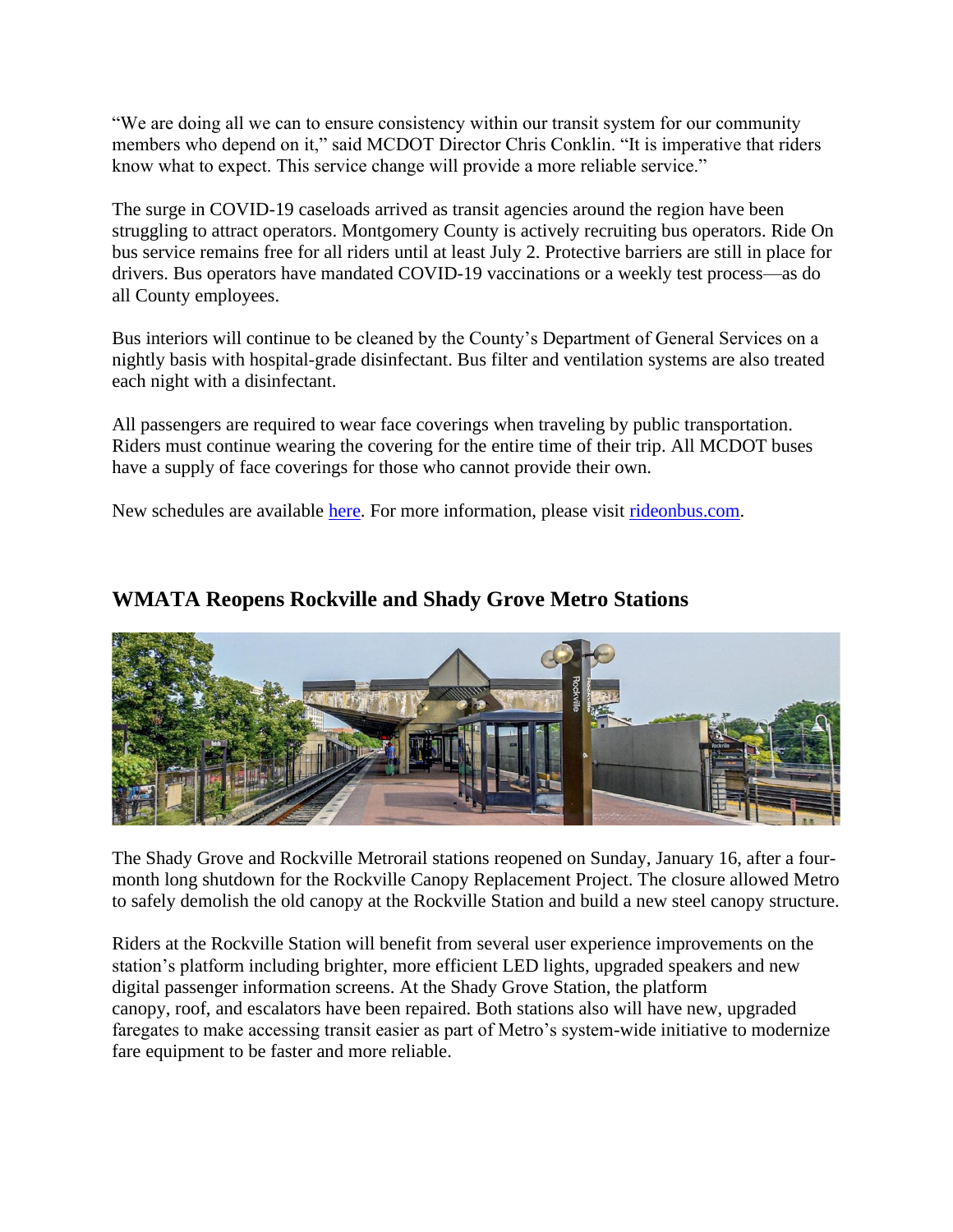"We are doing all we can to ensure consistency within our transit system for our community members who depend on it," said MCDOT Director Chris Conklin. "It is imperative that riders know what to expect. This service change will provide a more reliable service."

The surge in COVID-19 caseloads arrived as transit agencies around the region have been struggling to attract operators. Montgomery County is actively recruiting bus operators. Ride On bus service remains free for all riders until at least July 2. Protective barriers are still in place for drivers. Bus operators have mandated COVID-19 vaccinations or a weekly test process—as do all County employees.

Bus interiors will continue to be cleaned by the County's Department of General Services on a nightly basis with hospital-grade disinfectant. Bus filter and ventilation systems are also treated each night with a disinfectant.

All passengers are required to wear face coverings when traveling by public transportation. Riders must continue wearing the covering for the entire time of their trip. All MCDOT buses have a supply of face coverings for those who cannot provide their own.

New schedules are available [here](). For more information, please visit [rideonbus.com]().

## WMATA Reopens Rockville and Shady Grove Metro Stations

The Shady Grove and Rockville Metrorail stations reopened on Sunday, January 16, after a four-month long shutdown for the Rockville Canopy Replacement Project. The closure allowed Metro to safely demolish the old canopy at the Rockville Station and build a new steel canopy structure.

Riders at the Rockville Station will benefit from several user experience improvements on the station's platform including brighter, more efficient LED lights, upgraded speakers and new digital passenger information screens. At the Shady Grove Station, the platform canopy, roof, and escalators have been repaired. Both stations also will have new, upgraded faregates to make accessing transit easier as part of Metro's system-wide initiative to modernize fare equipment to be faster and more reliable.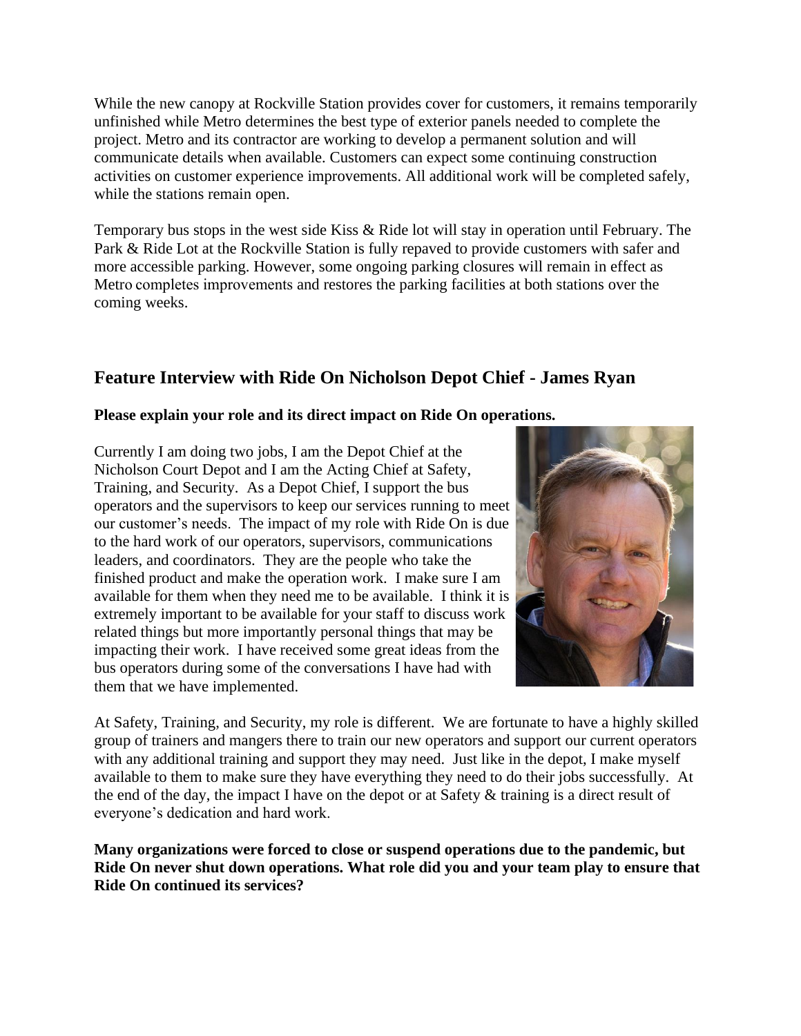While the new canopy at Rockville Station provides cover for customers, it remains temporarily unfinished while Metro determines the best type of exterior panels needed to complete the project. Metro and its contractor are working to develop a permanent solution and will communicate details when available. Customers can expect some continuing construction activities on customer experience improvements. All additional work will be completed safely, while the stations remain open.

Temporary bus stops in the west side Kiss & Ride lot will stay in operation until February. The Park & Ride Lot at the Rockville Station is fully repaved to provide customers with safer and more accessible parking. However, some ongoing parking closures will remain in effect as Metro completes improvements and restores the parking facilities at both stations over the coming weeks.

## Feature Interview with Ride On Nicholson Depot Chief - James Ryan

**Please explain your role and its direct impact on Ride On operations.**

Currently I am doing two jobs, I am the Depot Chief at the Nicholson Court Depot and I am the Acting Chief at Safety, Training, and Security. As a Depot Chief, I support the bus operators and the supervisors to keep our services running to meet our customer's needs. The impact of my role with Ride On is due to the hard work of our operators, supervisors, communications leaders, and coordinators. They are the people who take the finished product and make the operation work. I make sure I am available for them when they need me to be available. I think it is extremely important to be available for your staff to discuss work related things but more importantly personal things that may be impacting their work. I have received some great ideas from the bus operators during some of the conversations I have had with them that we have implemented.

At Safety, Training, and Security, my role is different. We are fortunate to have a highly skilled group of trainers and mangers there to train our new operators and support our current operators with any additional training and support they may need. Just like in the depot, I make myself available to them to make sure they have everything they need to do their jobs successfully. At the end of the day, the impact I have on the depot or at Safety & training is a direct result of everyone's dedication and hard work.

**Many organizations were forced to close or suspend operations due to the pandemic, but Ride On never shut down operations. What role did you and your team play to ensure that Ride On continued its services?**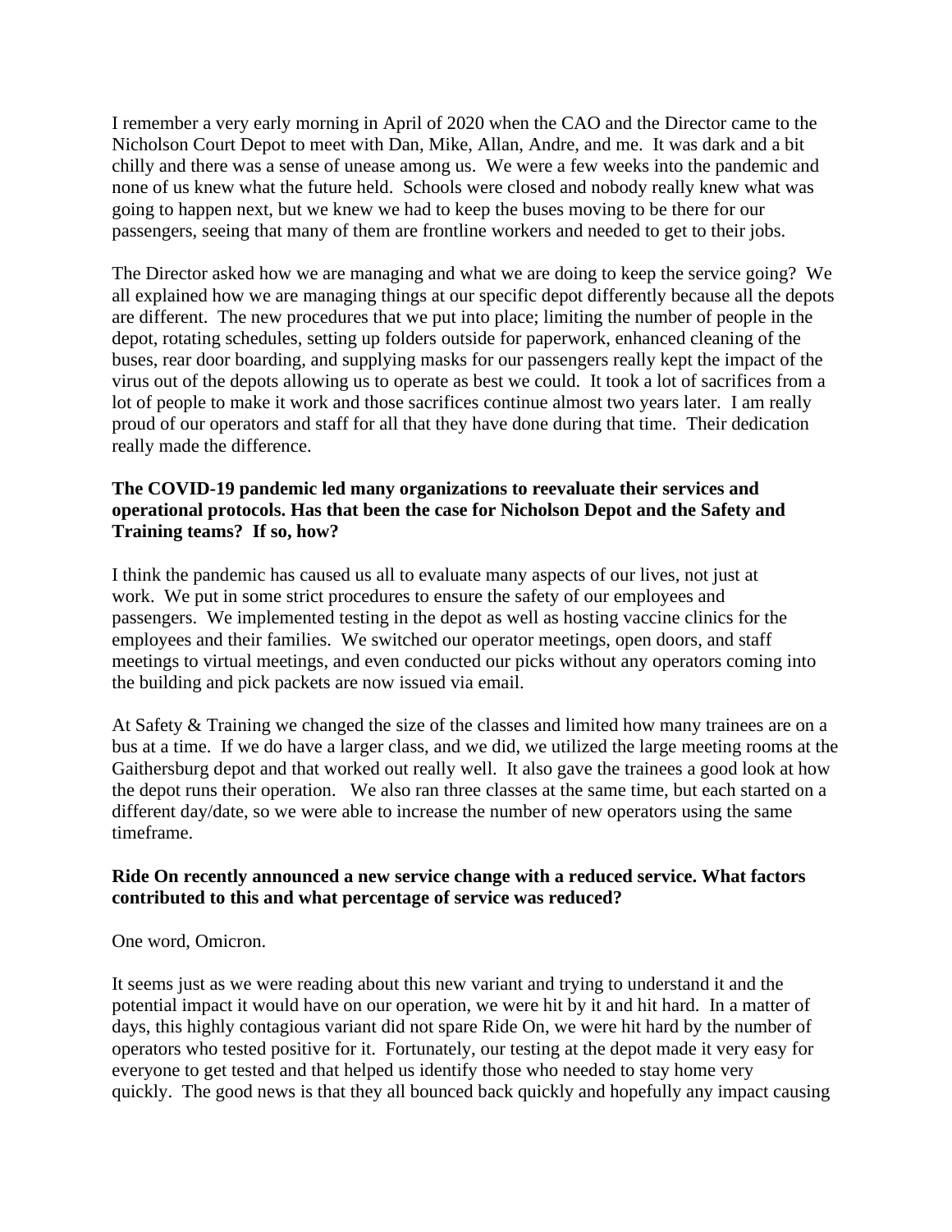I remember a very early morning in April of 2020 when the CAO and the Director came to the Nicholson Court Depot to meet with Dan, Mike, Allan, Andre, and me. It was dark and a bit chilly and there was a sense of unease among us. We were a few weeks into the pandemic and none of us knew what the future held. Schools were closed and nobody really knew what was going to happen next, but we knew we had to keep the buses moving to be there for our passengers, seeing that many of them are frontline workers and needed to get to their jobs.

The Director asked how we are managing and what we are doing to keep the service going? We all explained how we are managing things at our specific depot differently because all the depots are different. The new procedures that we put into place; limiting the number of people in the depot, rotating schedules, setting up folders outside for paperwork, enhanced cleaning of the buses, rear door boarding, and supplying masks for our passengers really kept the impact of the virus out of the depots allowing us to operate as best we could. It took a lot of sacrifices from a lot of people to make it work and those sacrifices continue almost two years later. I am really proud of our operators and staff for all that they have done during that time. Their dedication really made the difference.

**The COVID-19 pandemic led many organizations to reevaluate their services and operational protocols. Has that been the case for Nicholson Depot and the Safety and Training teams? If so, how?**

I think the pandemic has caused us all to evaluate many aspects of our lives, not just at work. We put in some strict procedures to ensure the safety of our employees and passengers. We implemented testing in the depot as well as hosting vaccine clinics for the employees and their families. We switched our operator meetings, open doors, and staff meetings to virtual meetings, and even conducted our picks without any operators coming into the building and pick packets are now issued via email.

At Safety & Training we changed the size of the classes and limited how many trainees are on a bus at a time. If we do have a larger class, and we did, we utilized the large meeting rooms at the Gaithersburg depot and that worked out really well. It also gave the trainees a good look at how the depot runs their operation. We also ran three classes at the same time, but each started on a different day/date, so we were able to increase the number of new operators using the same timeframe.

**Ride On recently announced a new service change with a reduced service. What factors contributed to this and what percentage of service was reduced?**

One word, Omicron.

It seems just as we were reading about this new variant and trying to understand it and the potential impact it would have on our operation, we were hit by it and hit hard. In a matter of days, this highly contagious variant did not spare Ride On, we were hit hard by the number of operators who tested positive for it. Fortunately, our testing at the depot made it very easy for everyone to get tested and that helped us identify those who needed to stay home very quickly. The good news is that they all bounced back quickly and hopefully any impact causing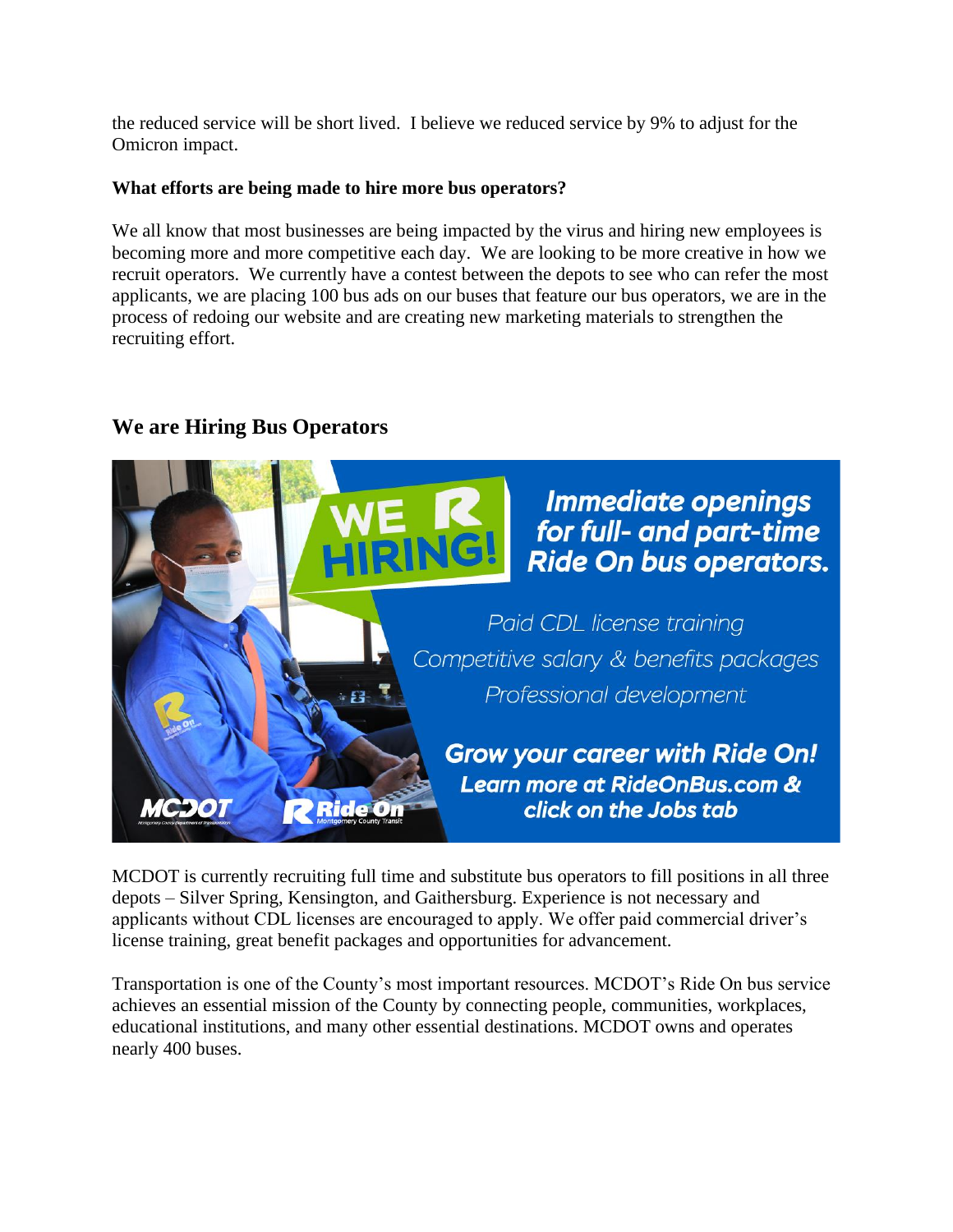the reduced service will be short lived. I believe we reduced service by 9% to adjust for the Omicron impact.

**What efforts are being made to hire more bus operators?**

We all know that most businesses are being impacted by the virus and hiring new employees is becoming more and more competitive each day. We are looking to be more creative in how we recruit operators. We currently have a contest between the depots to see who can refer the most applicants, we are placing 100 bus ads on our buses that feature our bus operators, we are in the process of redoing our website and are creating new marketing materials to strengthen the recruiting effort.

## We are Hiring Bus Operators

WE R HIRING!

*Immediate openings for full- and part-time Ride On bus operators.*

*Paid CDL license training*

*Competitive salary & benefits packages*

*Professional development*

*Grow your career with Ride On!*

*Learn more at RideOnBus.com & click on the Jobs tab*

MCDOT Ride On Montgomery County Transit

MCDOT is currently recruiting full time and substitute bus operators to fill positions in all three depots – Silver Spring, Kensington, and Gaithersburg. Experience is not necessary and applicants without CDL licenses are encouraged to apply. We offer paid commercial driver's license training, great benefit packages and opportunities for advancement.

Transportation is one of the County's most important resources. MCDOT's Ride On bus service achieves an essential mission of the County by connecting people, communities, workplaces, educational institutions, and many other essential destinations. MCDOT owns and operates nearly 400 buses.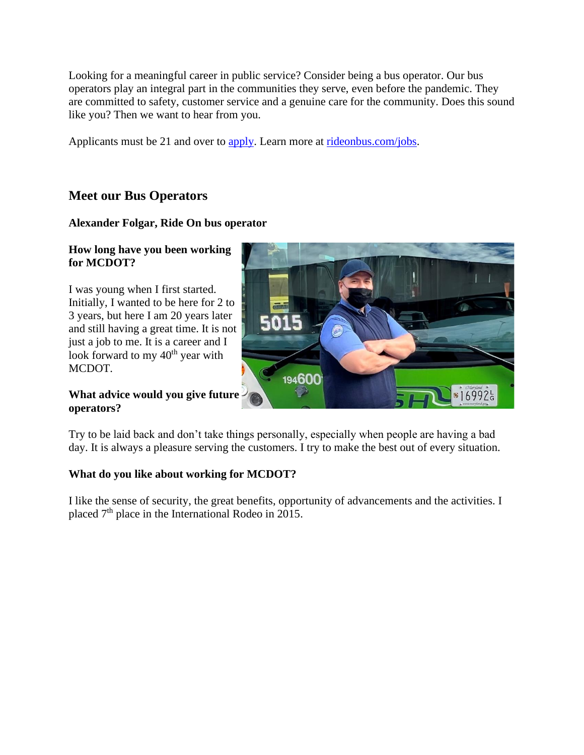Looking for a meaningful career in public service? Consider being a bus operator. Our bus operators play an integral part in the communities they serve, even before the pandemic. They are committed to safety, customer service and a genuine care for the community. Does this sound like you? Then we want to hear from you.

Applicants must be 21 and over to [apply](). Learn more at [rideonbus.com/jobs]().

## Meet our Bus Operators

**Alexander Folgar, Ride On bus operator**

**How long have you been working for MCDOT?**

I was young when I first started. Initially, I wanted to be here for 2 to 3 years, but here I am 20 years later and still having a great time. It is not just a job to me. It is a career and I look forward to my 40th year with MCDOT.

**What advice would you give future operators?**

Try to be laid back and don't take things personally, especially when people are having a bad day. It is always a pleasure serving the customers. I try to make the best out of every situation.

**What do you like about working for MCDOT?**

I like the sense of security, the great benefits, opportunity of advancements and the activities. I placed 7th place in the International Rodeo in 2015.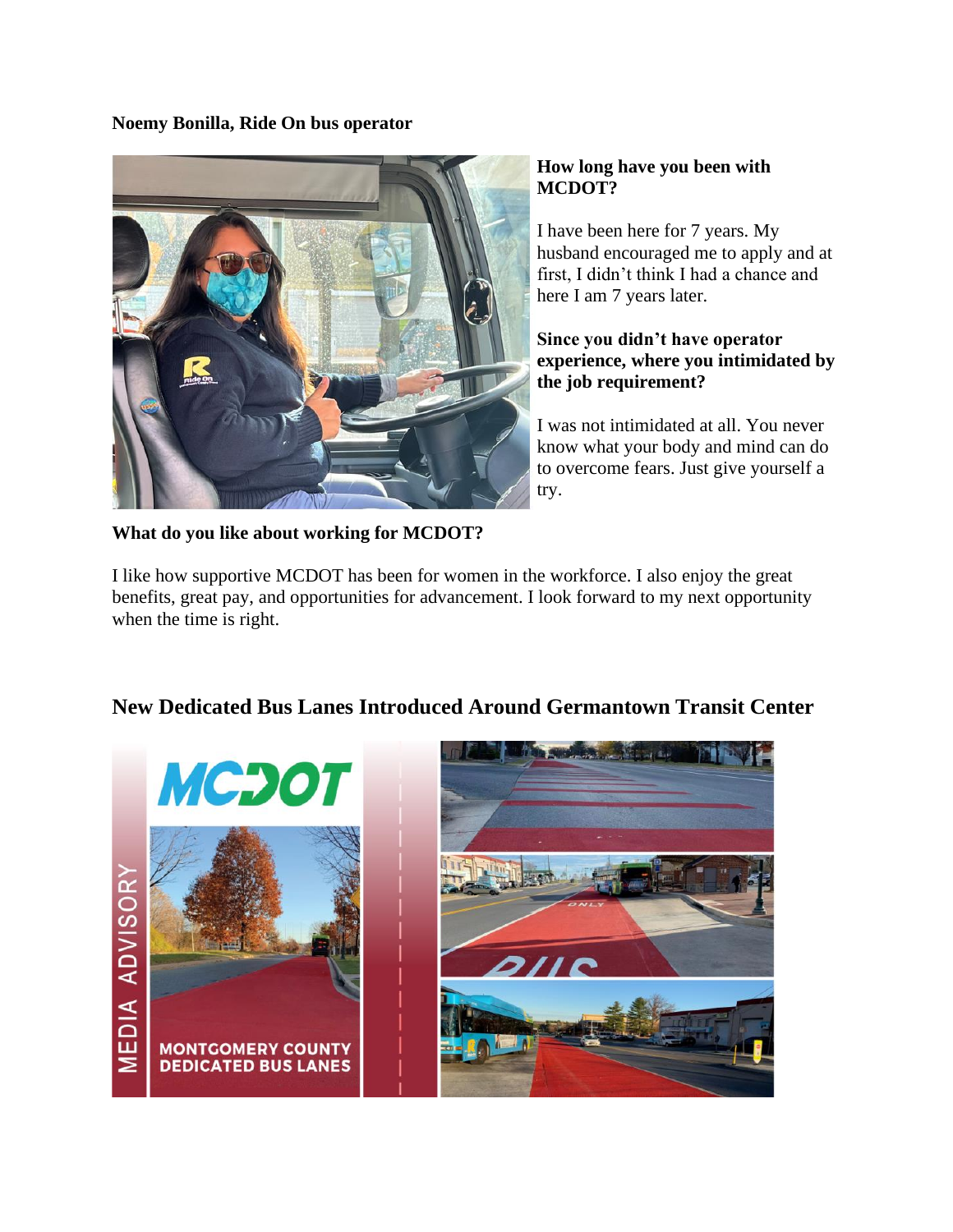**Noemy Bonilla, Ride On bus operator**

**How long have you been with MCDOT?**

I have been here for 7 years. My husband encouraged me to apply and at first, I didn't think I had a chance and here I am 7 years later.

**Since you didn't have operator experience, where you intimidated by the job requirement?**

I was not intimidated at all. You never know what your body and mind can do to overcome fears. Just give yourself a try.

**What do you like about working for MCDOT?**

I like how supportive MCDOT has been for women in the workforce. I also enjoy the great benefits, great pay, and opportunities for advancement. I look forward to my next opportunity when the time is right.

## New Dedicated Bus Lanes Introduced Around Germantown Transit Center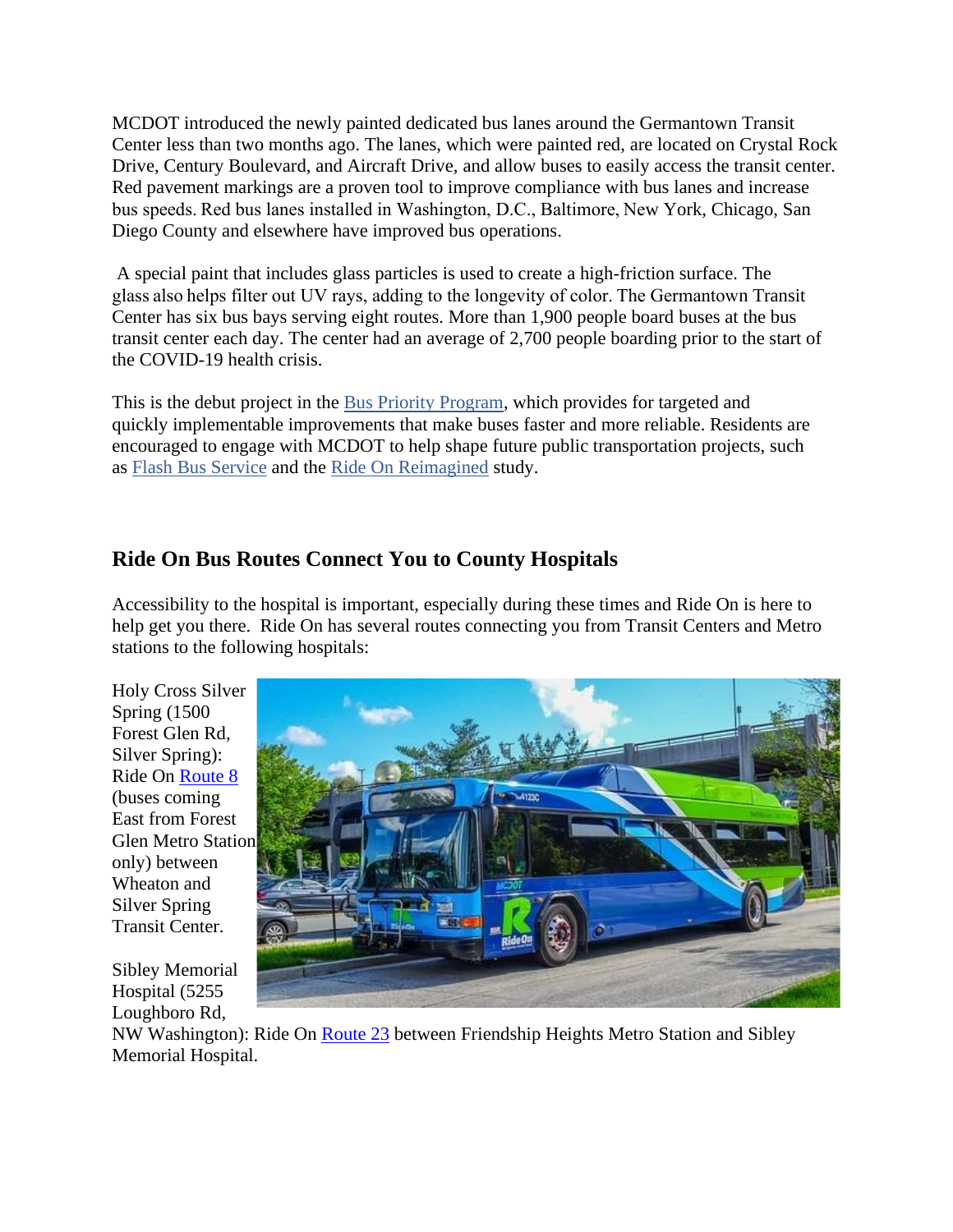MCDOT introduced the newly painted dedicated bus lanes around the Germantown Transit Center less than two months ago. The lanes, which were painted red, are located on Crystal Rock Drive, Century Boulevard, and Aircraft Drive, and allow buses to easily access the transit center. Red pavement markings are a proven tool to improve compliance with bus lanes and increase bus speeds. Red bus lanes installed in Washington, D.C., Baltimore, New York, Chicago, San Diego County and elsewhere have improved bus operations.

A special paint that includes glass particles is used to create a high-friction surface. The glass also helps filter out UV rays, adding to the longevity of color. The Germantown Transit Center has six bus bays serving eight routes. More than 1,900 people board buses at the bus transit center each day. The center had an average of 2,700 people boarding prior to the start of the COVID-19 health crisis.

This is the debut project in the [Bus Priority Program](), which provides for targeted and quickly implementable improvements that make buses faster and more reliable. Residents are encouraged to engage with MCDOT to help shape future public transportation projects, such as [Flash Bus Service]() and the [Ride On Reimagined]() study.

## Ride On Bus Routes Connect You to County Hospitals

Accessibility to the hospital is important, especially during these times and Ride On is here to help get you there. Ride On has several routes connecting you from Transit Centers and Metro stations to the following hospitals:

Holy Cross Silver Spring (1500 Forest Glen Rd, Silver Spring): Ride On [Route 8]() (buses coming East from Forest Glen Metro Station only) between Wheaton and Silver Spring Transit Center.

Sibley Memorial Hospital (5255 Loughboro Rd, NW Washington): Ride On [Route 23]() between Friendship Heights Metro Station and Sibley Memorial Hospital.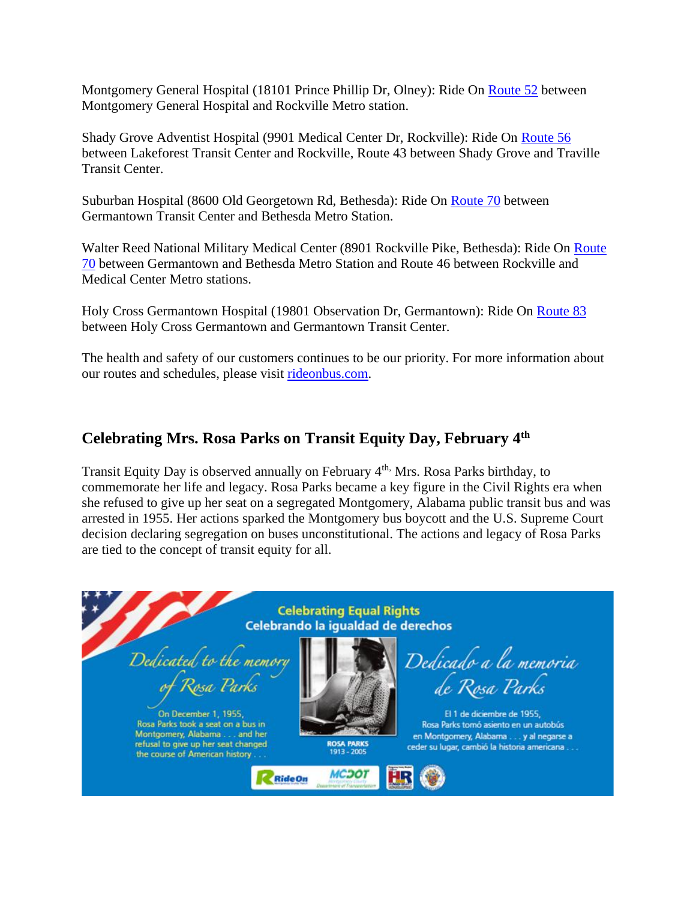Montgomery General Hospital (18101 Prince Phillip Dr, Olney): Ride On [Route 52](#) between Montgomery General Hospital and Rockville Metro station.

Shady Grove Adventist Hospital (9901 Medical Center Dr, Rockville): Ride On [Route 56](#) between Lakeforest Transit Center and Rockville, Route 43 between Shady Grove and Traville Transit Center.

Suburban Hospital (8600 Old Georgetown Rd, Bethesda): Ride On [Route 70](#) between Germantown Transit Center and Bethesda Metro Station.

Walter Reed National Military Medical Center (8901 Rockville Pike, Bethesda): Ride On [Route 70](#) between Germantown and Bethesda Metro Station and Route 46 between Rockville and Medical Center Metro stations.

Holy Cross Germantown Hospital (19801 Observation Dr, Germantown): Ride On [Route 83](#) between Holy Cross Germantown and Germantown Transit Center.

The health and safety of our customers continues to be our priority. For more information about our routes and schedules, please visit [rideonbus.com](#).

## Celebrating Mrs. Rosa Parks on Transit Equity Day, February 4th

Transit Equity Day is observed annually on February 4th, Mrs. Rosa Parks birthday, to commemorate her life and legacy. Rosa Parks became a key figure in the Civil Rights era when she refused to give up her seat on a segregated Montgomery, Alabama public transit bus and was arrested in 1955. Her actions sparked the Montgomery bus boycott and the U.S. Supreme Court decision declaring segregation on buses unconstitutional. The actions and legacy of Rosa Parks are tied to the concept of transit equity for all.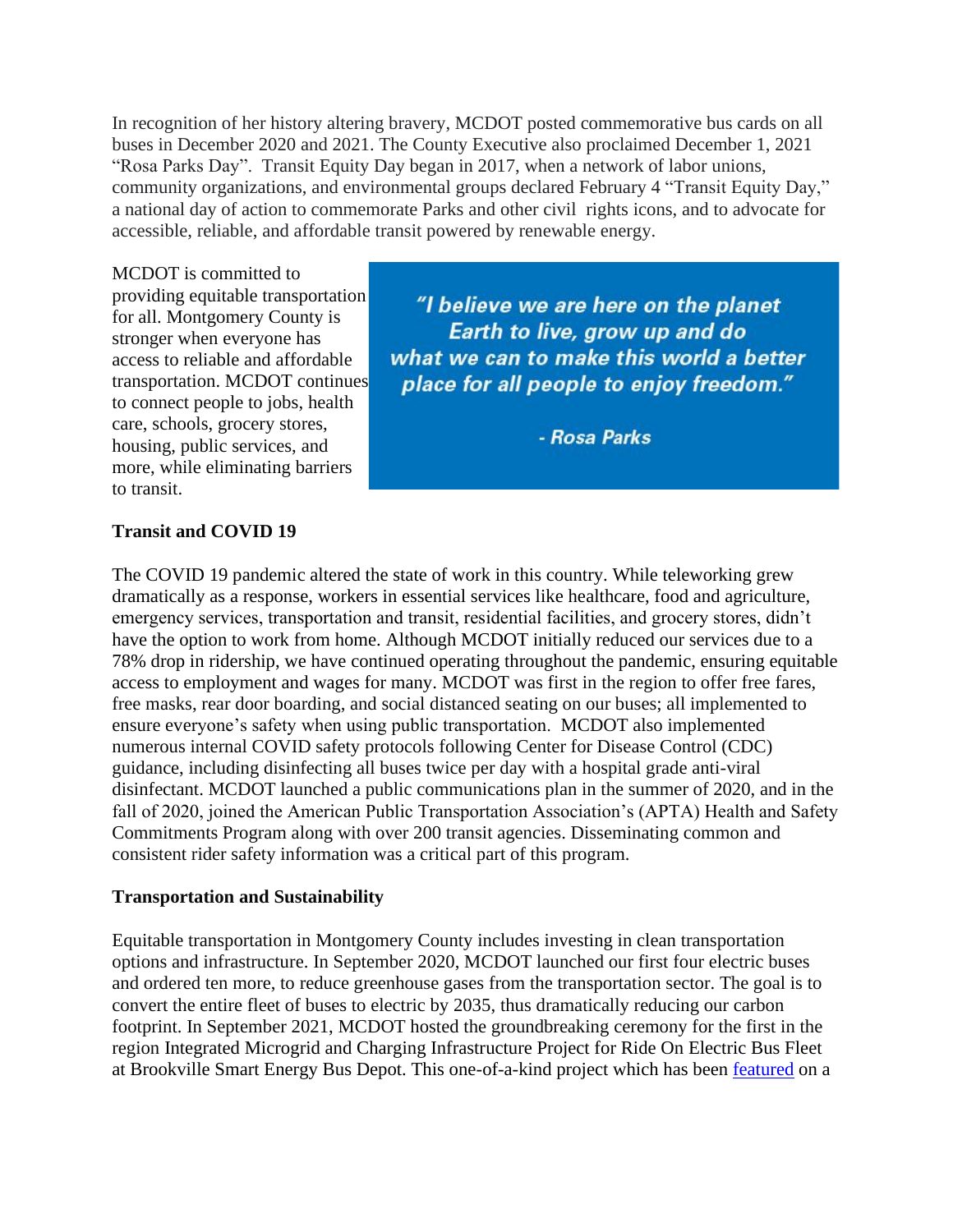In recognition of her history altering bravery, MCDOT posted commemorative bus cards on all buses in December 2020 and 2021. The County Executive also proclaimed December 1, 2021 "Rosa Parks Day". Transit Equity Day began in 2017, when a network of labor unions, community organizations, and environmental groups declared February 4 "Transit Equity Day," a national day of action to commemorate Parks and other civil rights icons, and to advocate for accessible, reliable, and affordable transit powered by renewable energy.

MCDOT is committed to providing equitable transportation for all. Montgomery County is stronger when everyone has access to reliable and affordable transportation. MCDOT continues to connect people to jobs, health care, schools, grocery stores, housing, public services, and more, while eliminating barriers to transit.

> ***"I believe we are here on the planet Earth to live, grow up and do what we can to make this world a better place for all people to enjoy freedom."***
>
> ***- Rosa Parks***

**Transit and COVID 19**

The COVID 19 pandemic altered the state of work in this country. While teleworking grew dramatically as a response, workers in essential services like healthcare, food and agriculture, emergency services, transportation and transit, residential facilities, and grocery stores, didn't have the option to work from home. Although MCDOT initially reduced our services due to a 78% drop in ridership, we have continued operating throughout the pandemic, ensuring equitable access to employment and wages for many. MCDOT was first in the region to offer free fares, free masks, rear door boarding, and social distanced seating on our buses; all implemented to ensure everyone's safety when using public transportation. MCDOT also implemented numerous internal COVID safety protocols following Center for Disease Control (CDC) guidance, including disinfecting all buses twice per day with a hospital grade anti-viral disinfectant. MCDOT launched a public communications plan in the summer of 2020, and in the fall of 2020, joined the American Public Transportation Association's (APTA) Health and Safety Commitments Program along with over 200 transit agencies. Disseminating common and consistent rider safety information was a critical part of this program.

**Transportation and Sustainability**

Equitable transportation in Montgomery County includes investing in clean transportation options and infrastructure. In September 2020, MCDOT launched our first four electric buses and ordered ten more, to reduce greenhouse gases from the transportation sector. The goal is to convert the entire fleet of buses to electric by 2035, thus dramatically reducing our carbon footprint. In September 2021, MCDOT hosted the groundbreaking ceremony for the first in the region Integrated Microgrid and Charging Infrastructure Project for Ride On Electric Bus Fleet at Brookville Smart Energy Bus Depot. This one-of-a-kind project which has been featured on a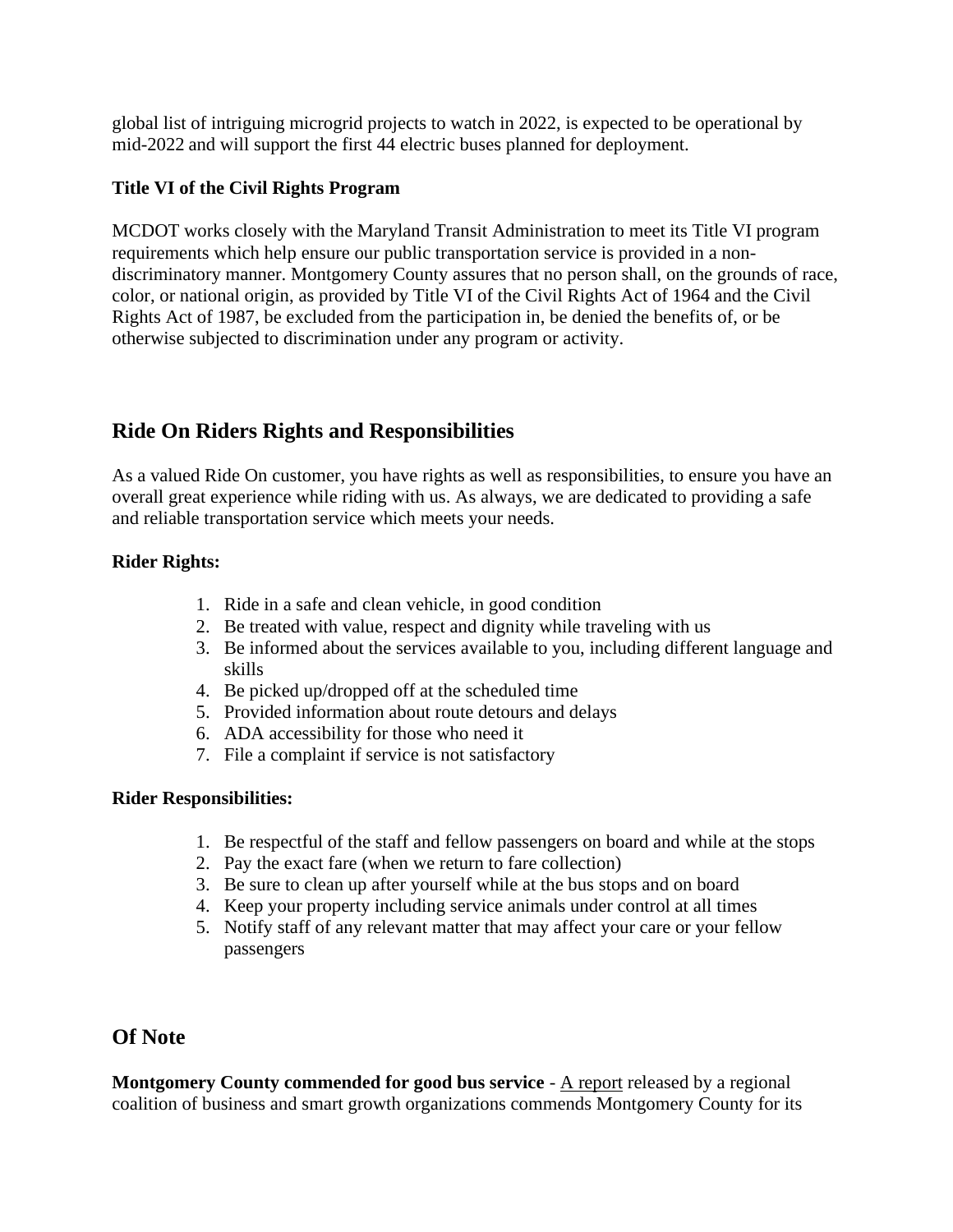global list of intriguing microgrid projects to watch in 2022, is expected to be operational by mid-2022 and will support the first 44 electric buses planned for deployment.

**Title VI of the Civil Rights Program**

MCDOT works closely with the Maryland Transit Administration to meet its Title VI program requirements which help ensure our public transportation service is provided in a non-discriminatory manner. Montgomery County assures that no person shall, on the grounds of race, color, or national origin, as provided by Title VI of the Civil Rights Act of 1964 and the Civil Rights Act of 1987, be excluded from the participation in, be denied the benefits of, or be otherwise subjected to discrimination under any program or activity.

## Ride On Riders Rights and Responsibilities

As a valued Ride On customer, you have rights as well as responsibilities, to ensure you have an overall great experience while riding with us. As always, we are dedicated to providing a safe and reliable transportation service which meets your needs.

**Rider Rights:**

1. Ride in a safe and clean vehicle, in good condition
2. Be treated with value, respect and dignity while traveling with us
3. Be informed about the services available to you, including different language and skills
4. Be picked up/dropped off at the scheduled time
5. Provided information about route detours and delays
6. ADA accessibility for those who need it
7. File a complaint if service is not satisfactory

**Rider Responsibilities:**

1. Be respectful of the staff and fellow passengers on board and while at the stops
2. Pay the exact fare (when we return to fare collection)
3. Be sure to clean up after yourself while at the bus stops and on board
4. Keep your property including service animals under control at all times
5. Notify staff of any relevant matter that may affect your care or your fellow passengers

## Of Note

**Montgomery County commended for good bus service** - A report released by a regional coalition of business and smart growth organizations commends Montgomery County for its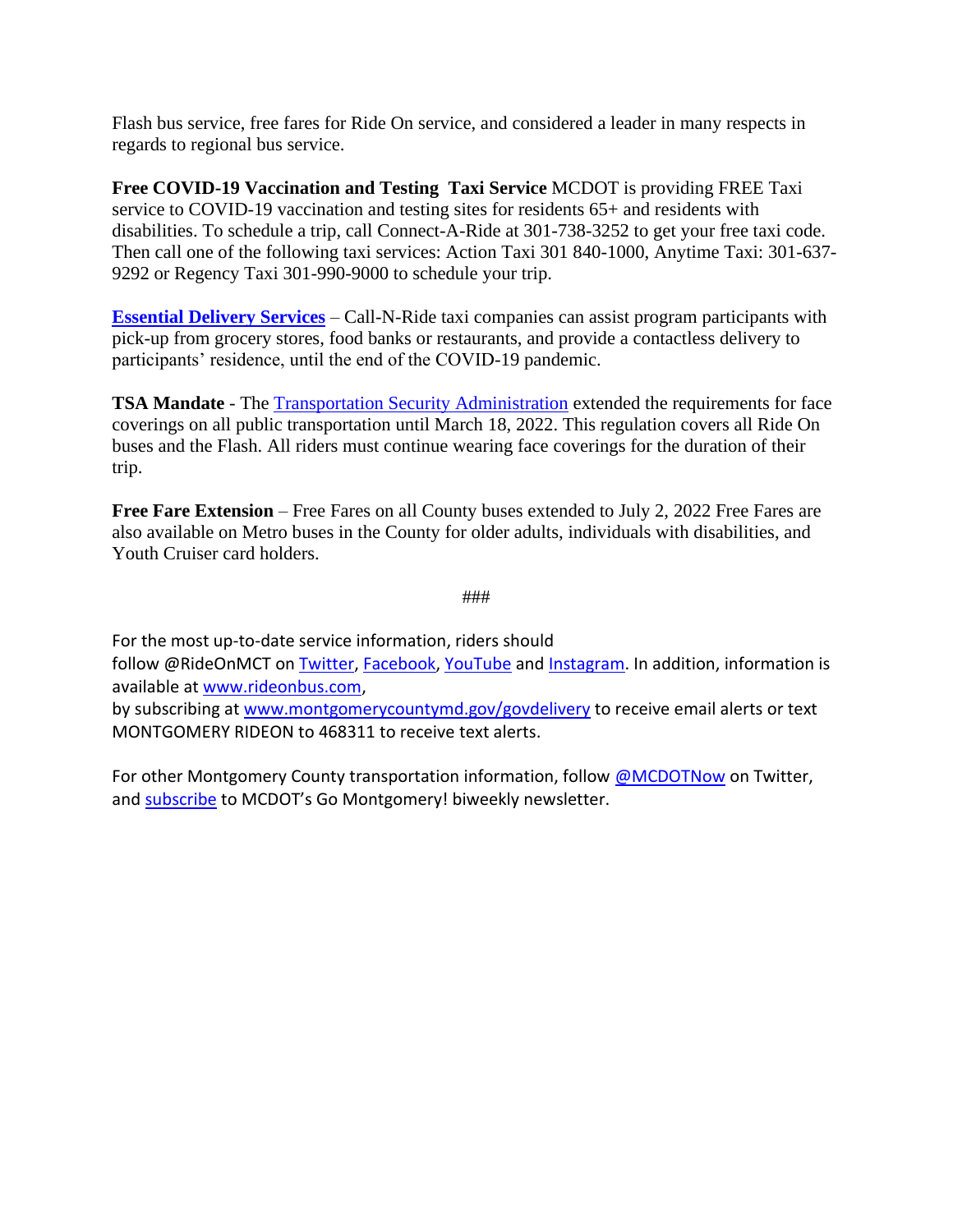Flash bus service, free fares for Ride On service, and considered a leader in many respects in regards to regional bus service.

**Free COVID-19 Vaccination and Testing Taxi Service** MCDOT is providing FREE Taxi service to COVID-19 vaccination and testing sites for residents 65+ and residents with disabilities. To schedule a trip, call Connect-A-Ride at 301-738-3252 to get your free taxi code. Then call one of the following taxi services: Action Taxi 301 840-1000, Anytime Taxi: 301-637-9292 or Regency Taxi 301-990-9000 to schedule your trip.

**Essential Delivery Services** – Call-N-Ride taxi companies can assist program participants with pick-up from grocery stores, food banks or restaurants, and provide a contactless delivery to participants' residence, until the end of the COVID-19 pandemic.

**TSA Mandate** - The Transportation Security Administration extended the requirements for face coverings on all public transportation until March 18, 2022. This regulation covers all Ride On buses and the Flash. All riders must continue wearing face coverings for the duration of their trip.

**Free Fare Extension** – Free Fares on all County buses extended to July 2, 2022 Free Fares are also available on Metro buses in the County for older adults, individuals with disabilities, and Youth Cruiser card holders.

###

For the most up-to-date service information, riders should follow @RideOnMCT on Twitter, Facebook, YouTube and Instagram. In addition, information is available at www.rideonbus.com,
by subscribing at www.montgomerycountymd.gov/govdelivery to receive email alerts or text MONTGOMERY RIDEON to 468311 to receive text alerts.

For other Montgomery County transportation information, follow @MCDOTNow on Twitter, and subscribe to MCDOT's Go Montgomery! biweekly newsletter.